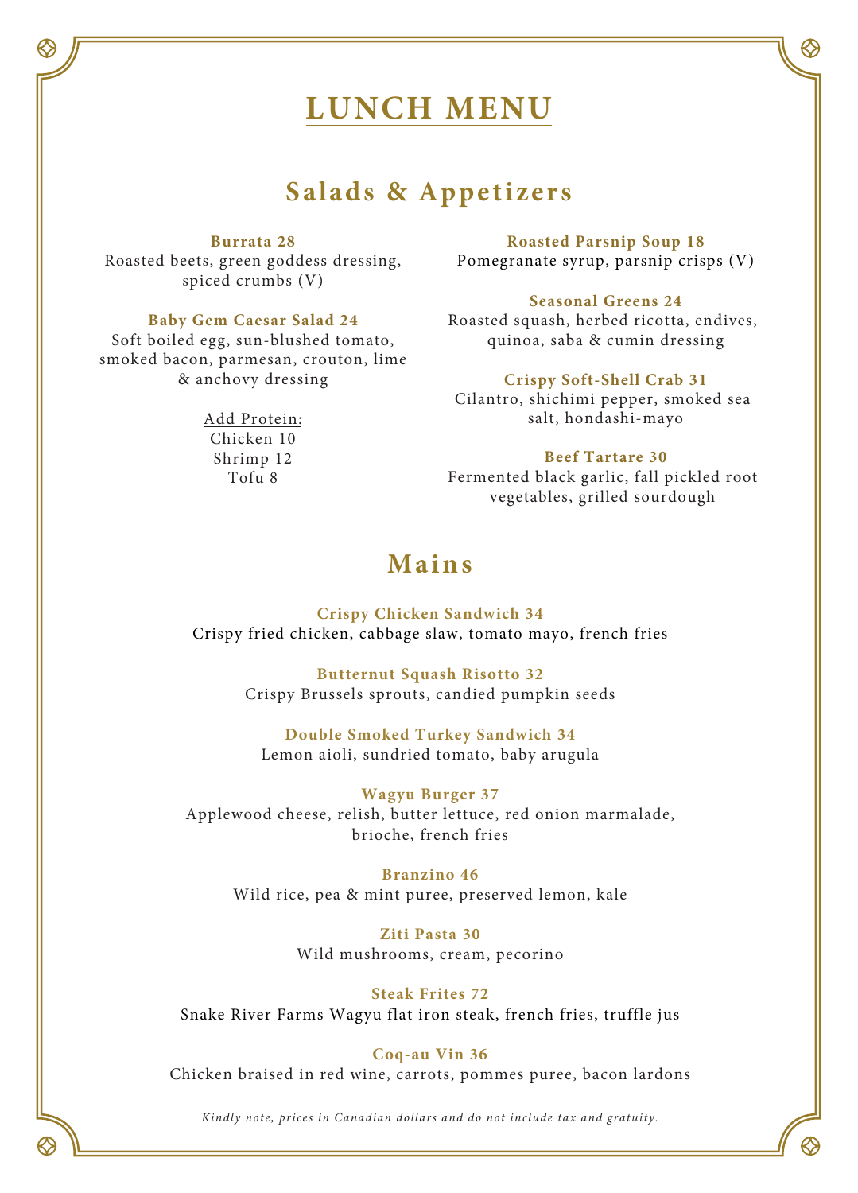# LUNCH MENU

## Salads & Appetizers

**Burrata 28**
Roasted beets, green goddess dressing, spiced crumbs (V)

**Baby Gem Caesar Salad 24**
Soft boiled egg, sun-blushed tomato, smoked bacon, parmesan, crouton, lime & anchovy dressing

Add Protein:
Chicken 10
Shrimp 12
Tofu 8

**Roasted Parsnip Soup 18**
Pomegranate syrup, parsnip crisps (V)

**Seasonal Greens 24**
Roasted squash, herbed ricotta, endives, quinoa, saba & cumin dressing

**Crispy Soft-Shell Crab 31**
Cilantro, shichimi pepper, smoked sea salt, hondashi-mayo

**Beef Tartare 30**
Fermented black garlic, fall pickled root vegetables, grilled sourdough

## Mains

**Crispy Chicken Sandwich 34**
Crispy fried chicken, cabbage slaw, tomato mayo, french fries

**Butternut Squash Risotto 32**
Crispy Brussels sprouts, candied pumpkin seeds

**Double Smoked Turkey Sandwich 34**
Lemon aioli, sundried tomato, baby arugula

**Wagyu Burger 37**
Applewood cheese, relish, butter lettuce, red onion marmalade, brioche, french fries

**Branzino 46**
Wild rice, pea & mint puree, preserved lemon, kale

**Ziti Pasta 30**
Wild mushrooms, cream, pecorino

**Steak Frites 72**
Snake River Farms Wagyu flat iron steak, french fries, truffle jus

**Coq-au Vin 36**
Chicken braised in red wine, carrots, pommes puree, bacon lardons

*Kindly note, prices in Canadian dollars and do not include tax and gratuity.*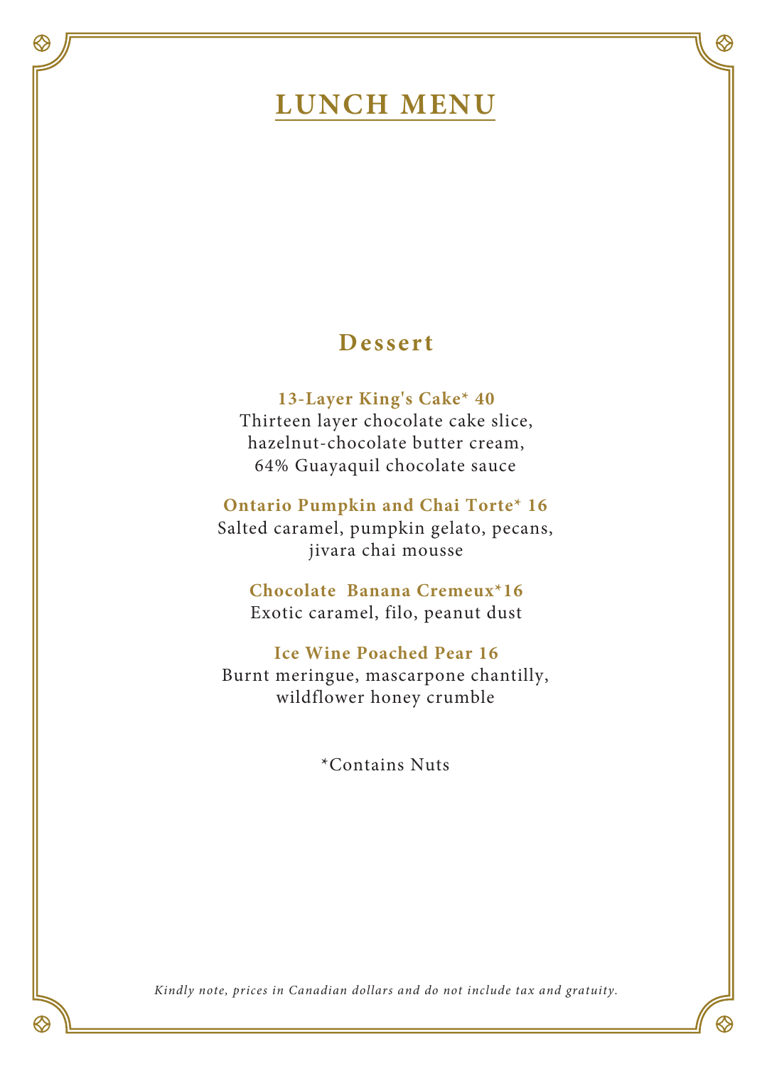# LUNCH MENU

## Dessert

**13-Layer King's Cake* 40**
Thirteen layer chocolate cake slice,
hazelnut-chocolate butter cream,
64% Guayaquil chocolate sauce

**Ontario Pumpkin and Chai Torte* 16**
Salted caramel, pumpkin gelato, pecans,
jivara chai mousse

**Chocolate Banana Cremeux*16**
Exotic caramel, filo, peanut dust

**Ice Wine Poached Pear 16**
Burnt meringue, mascarpone chantilly,
wildflower honey crumble

*Contains Nuts

*Kindly note, prices in Canadian dollars and do not include tax and gratuity.*